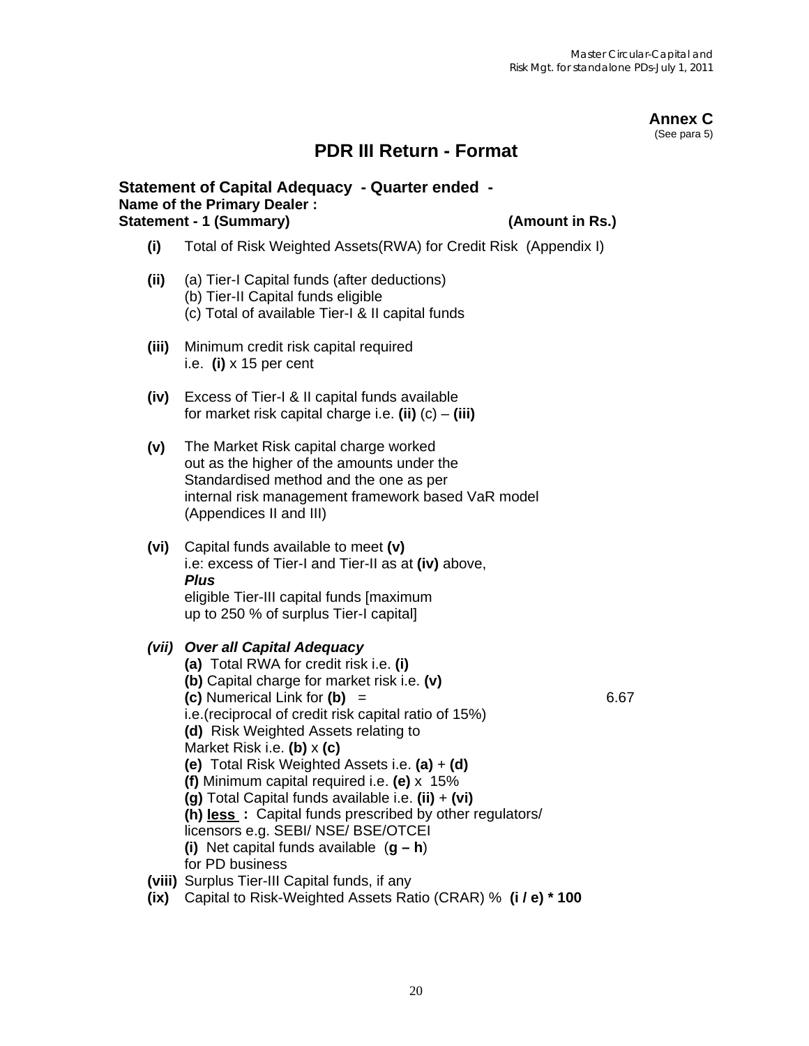**Annex C**
(See para 5)

# PDR III Return - Format

**Statement of Capital Adequacy - Quarter ended -**
**Name of the Primary Dealer :**
**Statement - 1 (Summary)** **(Amount in Rs.)**

**(i)** Total of Risk Weighted Assets(RWA) for Credit Risk (Appendix I)

**(ii)** (a) Tier-I Capital funds (after deductions)
(b) Tier-II Capital funds eligible
(c) Total of available Tier-I & II capital funds

**(iii)** Minimum credit risk capital required
i.e. **(i)** x 15 per cent

**(iv)** Excess of Tier-I & II capital funds available
for market risk capital charge i.e. **(ii)** (c) – **(iii)**

**(v)** The Market Risk capital charge worked
out as the higher of the amounts under the
Standardised method and the one as per
internal risk management framework based VaR model
(Appendices II and III)

**(vi)** Capital funds available to meet **(v)**
i.e: excess of Tier-I and Tier-II as at **(iv)** above,
***Plus***
eligible Tier-III capital funds [maximum
up to 250 % of surplus Tier-I capital]

***(vii) Over all Capital Adequacy***
**(a)** Total RWA for credit risk i.e. **(i)**
**(b)** Capital charge for market risk i.e. **(v)**
**(c)** Numerical Link for **(b)** = 6.67
i.e.(reciprocal of credit risk capital ratio of 15%)
**(d)** Risk Weighted Assets relating to
Market Risk i.e. **(b)** x **(c)**
**(e)** Total Risk Weighted Assets i.e. **(a)** + **(d)**
**(f)** Minimum capital required i.e. **(e)** x 15%
**(g)** Total Capital funds available i.e. **(ii)** + **(vi)**
**(h)** **<u>less</u> :** Capital funds prescribed by other regulators/
licensors e.g. SEBI/ NSE/ BSE/OTCEI
**(i)** Net capital funds available (**g – h**)
for PD business

**(viii)** Surplus Tier-III Capital funds, if any

**(ix)** Capital to Risk-Weighted Assets Ratio (CRAR) % **(i / e) * 100**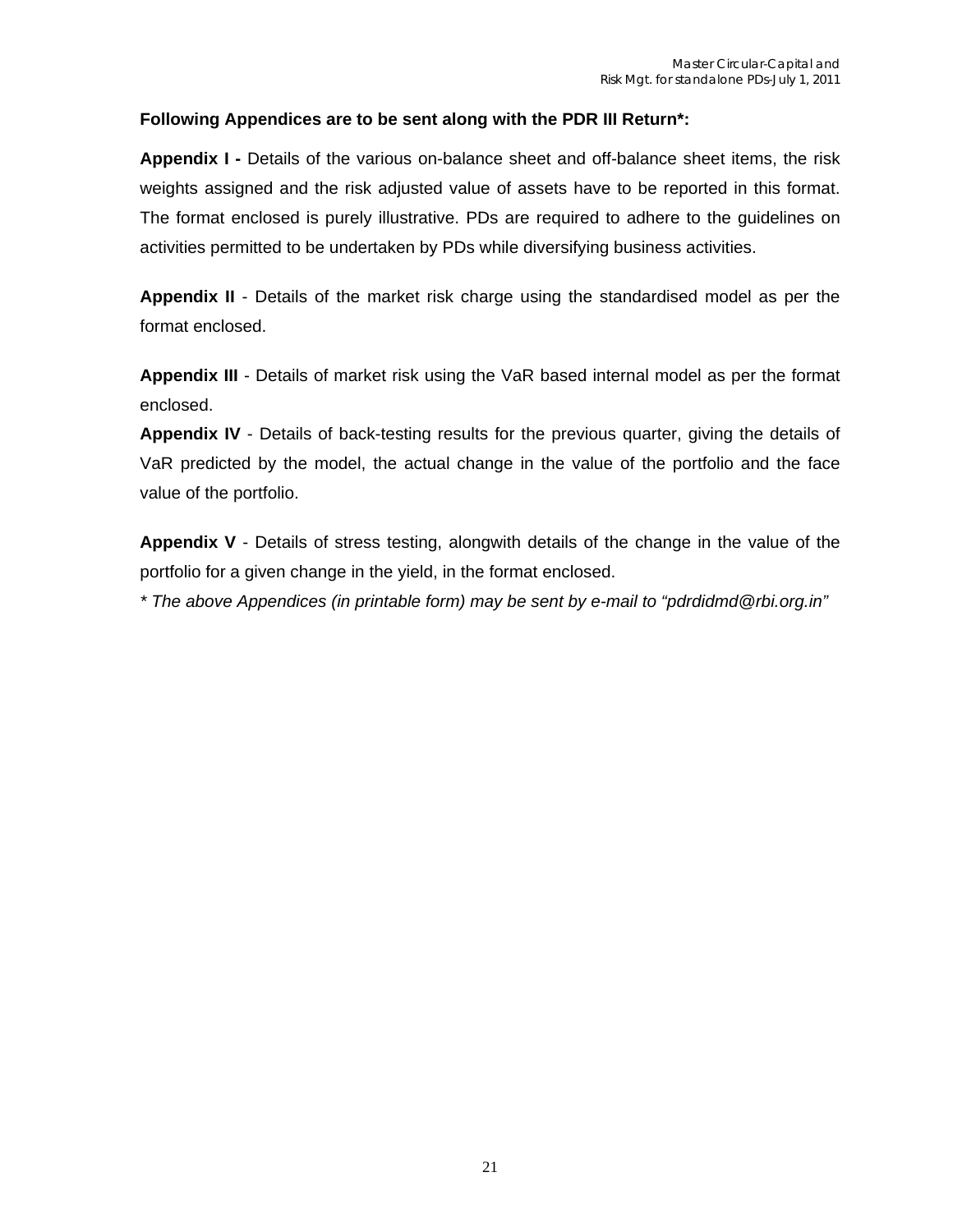**Following Appendices are to be sent along with the PDR III Return*:**

**Appendix I -** Details of the various on-balance sheet and off-balance sheet items, the risk weights assigned and the risk adjusted value of assets have to be reported in this format. The format enclosed is purely illustrative. PDs are required to adhere to the guidelines on activities permitted to be undertaken by PDs while diversifying business activities.

**Appendix II** - Details of the market risk charge using the standardised model as per the format enclosed.

**Appendix III** - Details of market risk using the VaR based internal model as per the format enclosed.

**Appendix IV** - Details of back-testing results for the previous quarter, giving the details of VaR predicted by the model, the actual change in the value of the portfolio and the face value of the portfolio.

**Appendix V** - Details of stress testing, alongwith details of the change in the value of the portfolio for a given change in the yield, in the format enclosed.

*\* The above Appendices (in printable form) may be sent by e-mail to "pdrdidmd@rbi.org.in"*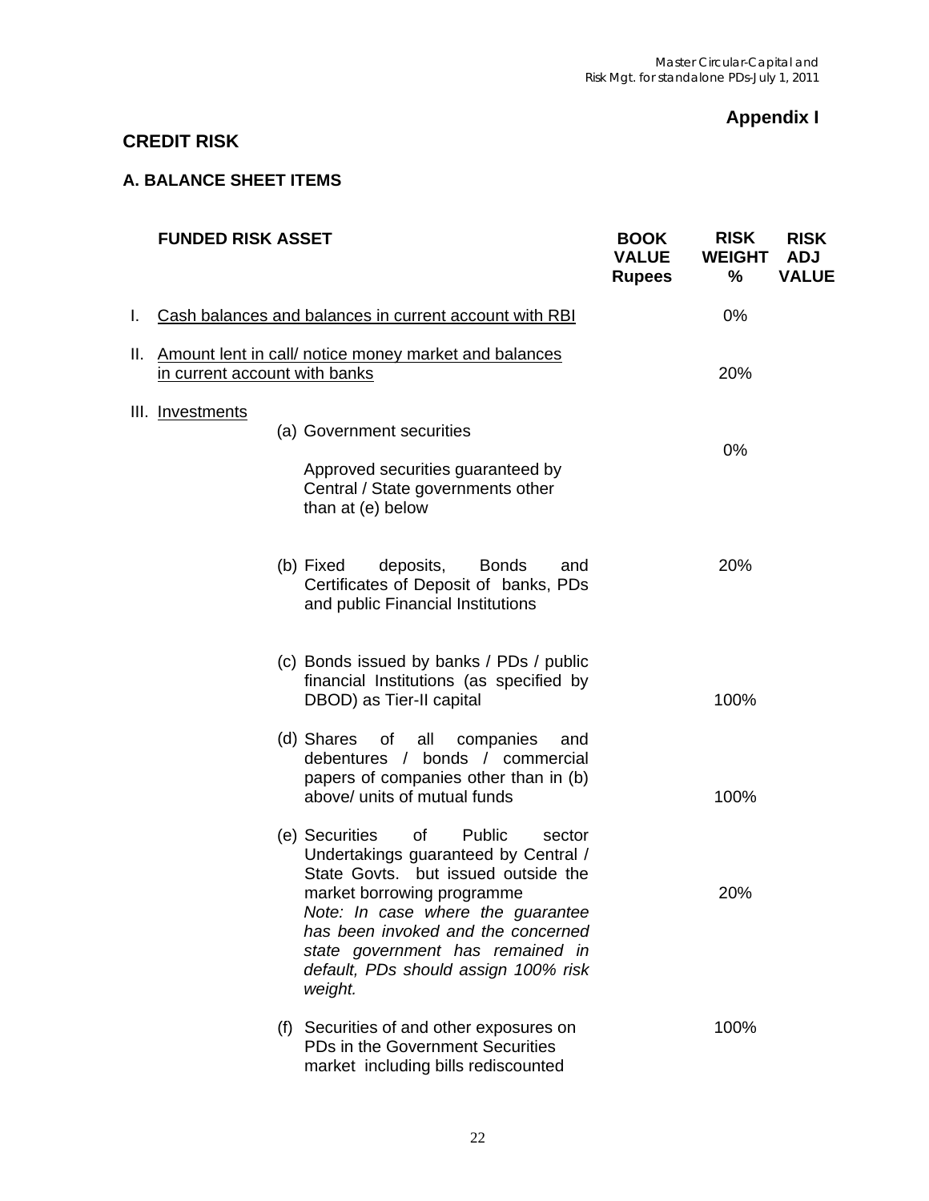## Appendix I

## CREDIT RISK

### A. BALANCE SHEET ITEMS

| | FUNDED RISK ASSET | | BOOK VALUE Rupees | RISK WEIGHT % | RISK ADJ VALUE |
|---|---|---|---|---|---|
| I. | Cash balances and balances in current account with RBI | | | 0% | |
| II. | Amount lent in call/ notice money market and balances in current account with banks | | | 20% | |
| III. | Investments | (a) Government securities<br><br>Approved securities guaranteed by Central / State governments other than at (e) below | | 0% | |
| | | (b) Fixed deposits, Bonds and Certificates of Deposit of banks, PDs and public Financial Institutions | | 20% | |
| | | (c) Bonds issued by banks / PDs / public financial Institutions (as specified by DBOD) as Tier-II capital | | 100% | |
| | | (d) Shares of all companies and debentures / bonds / commercial papers of companies other than in (b) above/ units of mutual funds | | 100% | |
| | | (e) Securities of Public sector Undertakings guaranteed by Central / State Govts. but issued outside the market borrowing programme<br>*Note: In case where the guarantee has been invoked and the concerned state government has remained in default, PDs should assign 100% risk weight.* | | 20% | |
| | | (f) Securities of and other exposures on PDs in the Government Securities market including bills rediscounted | | 100% | |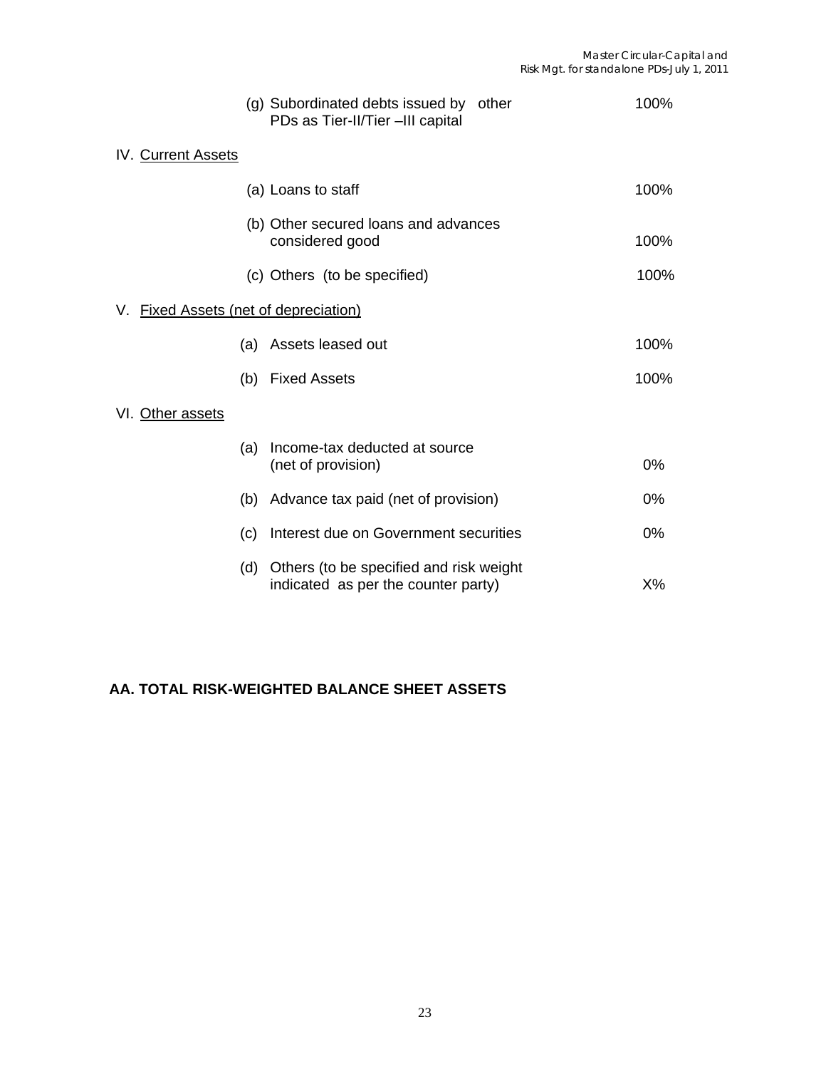| | | |
|---|---|---|
| | (g) Subordinated debts issued by other PDs as Tier-II/Tier –III capital | 100% |
| IV. Current Assets | | |
| | (a) Loans to staff | 100% |
| | (b) Other secured loans and advances considered good | 100% |
| | (c) Others (to be specified) | 100% |
| V. Fixed Assets (net of depreciation) | | |
| | (a) Assets leased out | 100% |
| | (b) Fixed Assets | 100% |
| VI. Other assets | | |
| | (a) Income-tax deducted at source (net of provision) | 0% |
| | (b) Advance tax paid (net of provision) | 0% |
| | (c) Interest due on Government securities | 0% |
| | (d) Others (to be specified and risk weight indicated as per the counter party) | X% |

**AA. TOTAL RISK-WEIGHTED BALANCE SHEET ASSETS**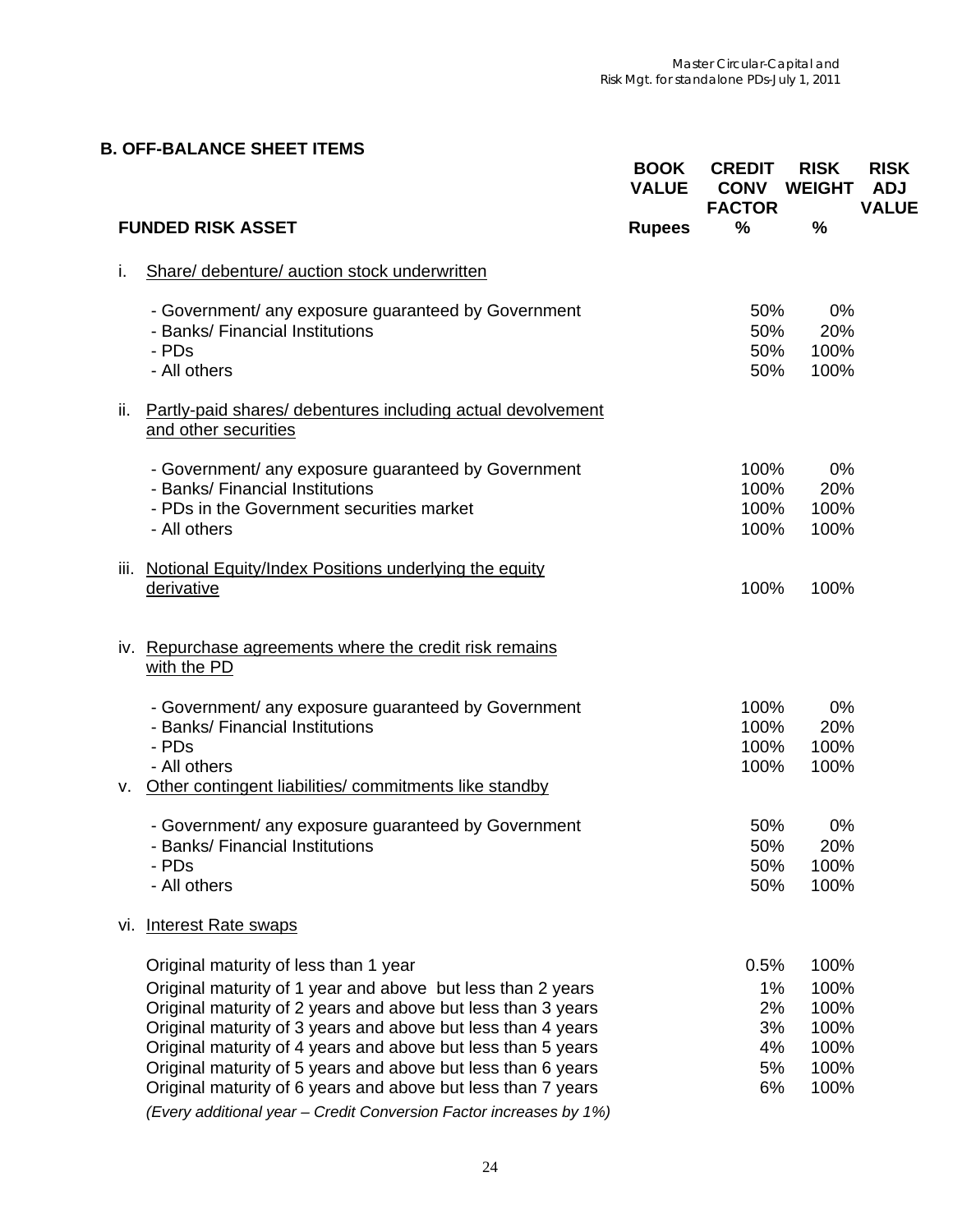## B. OFF-BALANCE SHEET ITEMS

| FUNDED RISK ASSET | BOOK VALUE Rupees | CREDIT CONV FACTOR % | RISK WEIGHT % | RISK ADJ VALUE |
|---|---|---|---|---|
| i. Share/ debenture/ auction stock underwritten | | | | |
| - Government/ any exposure guaranteed by Government | | 50% | 0% | |
| - Banks/ Financial Institutions | | 50% | 20% | |
| - PDs | | 50% | 100% | |
| - All others | | 50% | 100% | |
| ii. Partly-paid shares/ debentures including actual devolvement and other securities | | | | |
| - Government/ any exposure guaranteed by Government | | 100% | 0% | |
| - Banks/ Financial Institutions | | 100% | 20% | |
| - PDs in the Government securities market | | 100% | 100% | |
| - All others | | 100% | 100% | |
| iii. Notional Equity/Index Positions underlying the equity derivative | | 100% | 100% | |
| iv. Repurchase agreements where the credit risk remains with the PD | | | | |
| - Government/ any exposure guaranteed by Government | | 100% | 0% | |
| - Banks/ Financial Institutions | | 100% | 20% | |
| - PDs | | 100% | 100% | |
| - All others | | 100% | 100% | |
| v. Other contingent liabilities/ commitments like standby | | | | |
| - Government/ any exposure guaranteed by Government | | 50% | 0% | |
| - Banks/ Financial Institutions | | 50% | 20% | |
| - PDs | | 50% | 100% | |
| - All others | | 50% | 100% | |
| vi. Interest Rate swaps | | | | |
| Original maturity of less than 1 year | | 0.5% | 100% | |
| Original maturity of 1 year and above but less than 2 years | | 1% | 100% | |
| Original maturity of 2 years and above but less than 3 years | | 2% | 100% | |
| Original maturity of 3 years and above but less than 4 years | | 3% | 100% | |
| Original maturity of 4 years and above but less than 5 years | | 4% | 100% | |
| Original maturity of 5 years and above but less than 6 years | | 5% | 100% | |
| Original maturity of 6 years and above but less than 7 years | | 6% | 100% | |

*(Every additional year – Credit Conversion Factor increases by 1%)*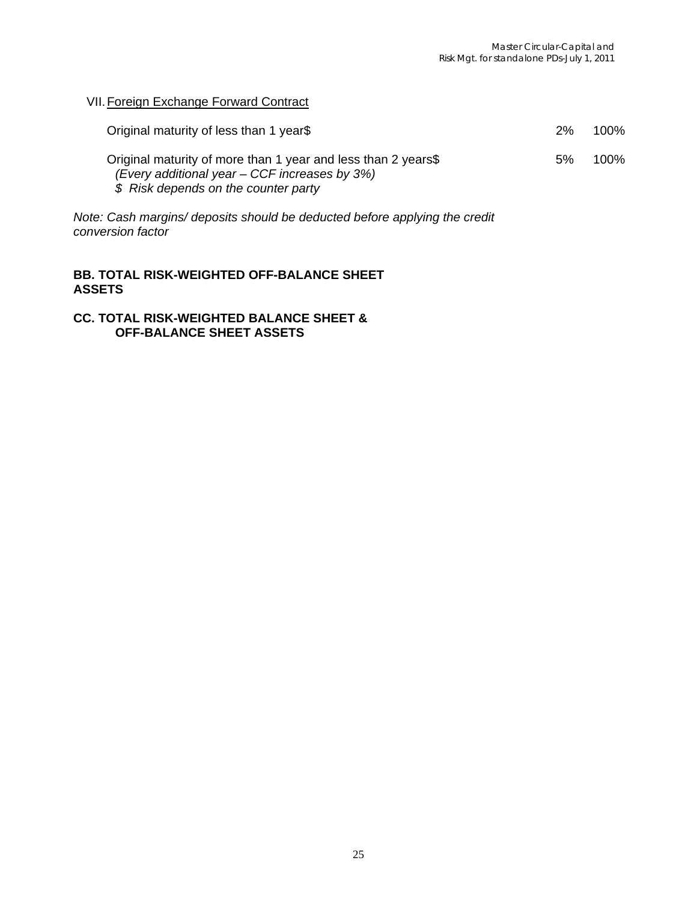VII. Foreign Exchange Forward Contract

| | | |
|---|---|---|
| Original maturity of less than 1 year$ | 2% | 100% |
| Original maturity of more than 1 year and less than 2 years$ *(Every additional year – CCF increases by 3%)* | 5% | 100% |

*$ Risk depends on the counter party*

*Note: Cash margins/ deposits should be deducted before applying the credit conversion factor*

**BB. TOTAL RISK-WEIGHTED OFF-BALANCE SHEET ASSETS**

**CC. TOTAL RISK-WEIGHTED BALANCE SHEET & OFF-BALANCE SHEET ASSETS**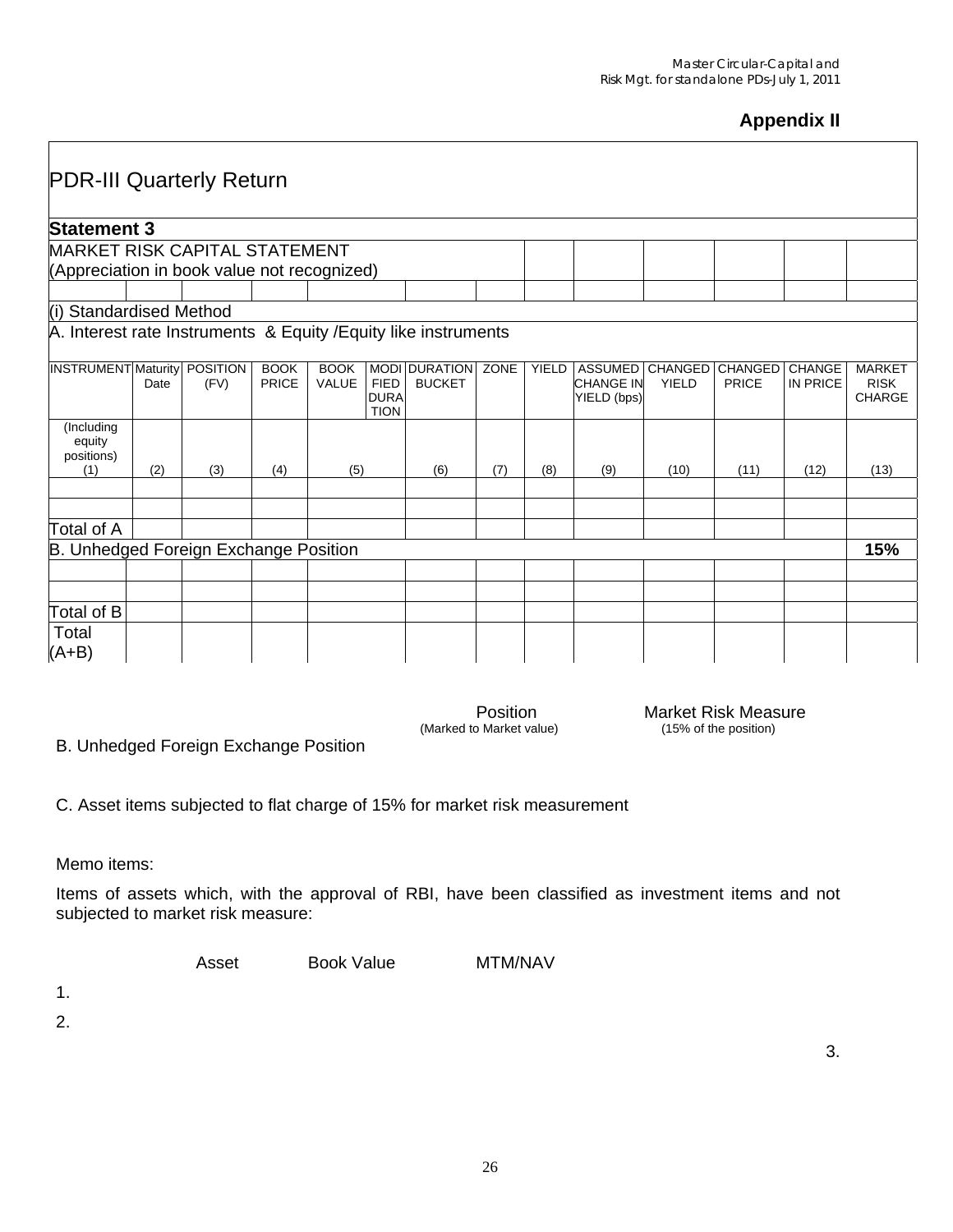## Appendix II

# PDR-III Quarterly Return

### Statement 3

**MARKET RISK CAPITAL STATEMENT**
(Appreciation in book value not recognized)

(i) Standardised Method

A. Interest rate Instruments & Equity /Equity like instruments

| INSTRUMENT | Maturity Date | POSITION (FV) | BOOK PRICE | BOOK VALUE | MODIFIED DURATION | DURATION BUCKET | ZONE | YIELD | ASSUMED CHANGE IN YIELD (bps) | CHANGED YIELD | CHANGED PRICE | CHANGE IN PRICE | MARKET RISK CHARGE |
|---|---|---|---|---|---|---|---|---|---|---|---|---|---|
| (Including equity positions) (1) | (2) | (3) | (4) | (5) | | (6) | (7) | (8) | (9) | (10) | (11) | (12) | (13) |
| | | | | | | | | | | | | | |
| | | | | | | | | | | | | | |
| Total of A | | | | | | | | | | | | | |
| B. Unhedged Foreign Exchange Position | | | | | | | | | | | | | 15% |
| | | | | | | | | | | | | | |
| | | | | | | | | | | | | | |
| Total of B | | | | | | | | | | | | | |
| Total (A+B) | | | | | | | | | | | | | |

| | Position (Marked to Market value) | Market Risk Measure (15% of the position) |
|---|---|---|
| B. Unhedged Foreign Exchange Position | | |
| C. Asset items subjected to flat charge of 15% for market risk measurement | | |

Memo items:

Items of assets which, with the approval of RBI, have been classified as investment items and not subjected to market risk measure:

| | Asset | Book Value | MTM/NAV |
|---|---|---|---|
| 1. | | | |
| 2. | | | |
| 3. | | | |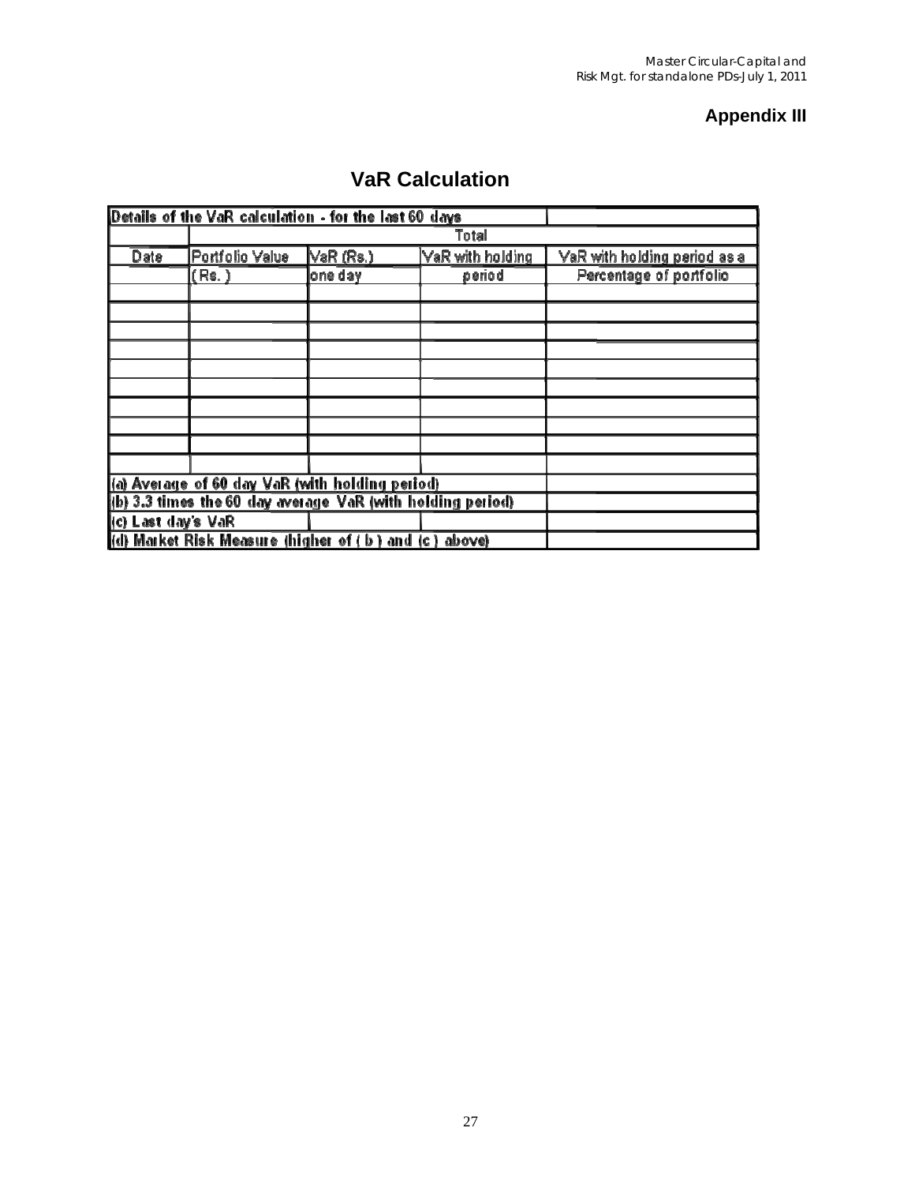## Appendix III

# VaR Calculation

| Details of the VaR calculation - for the last 60 days | | | | |
|---|---|---|---|---|
| | Total | | | |
| Date | Portfolio Value (Rs.) | VaR (Rs.) one day | VaR with holding period | VaR with holding period as a Percentage of portfolio |
| | | | | |
| | | | | |
| | | | | |
| | | | | |
| | | | | |
| | | | | |
| | | | | |
| | | | | |
| | | | | |
| | | | | |
| (a) Average of 60 day VaR (with holding period) | | | | |
| (b) 3.3 times the 60 day average VaR (with holding period) | | | | |
| (c) Last day's VaR | | | | |
| (d) Market Risk Measure (higher of ( b ) and (c) above) | | | | |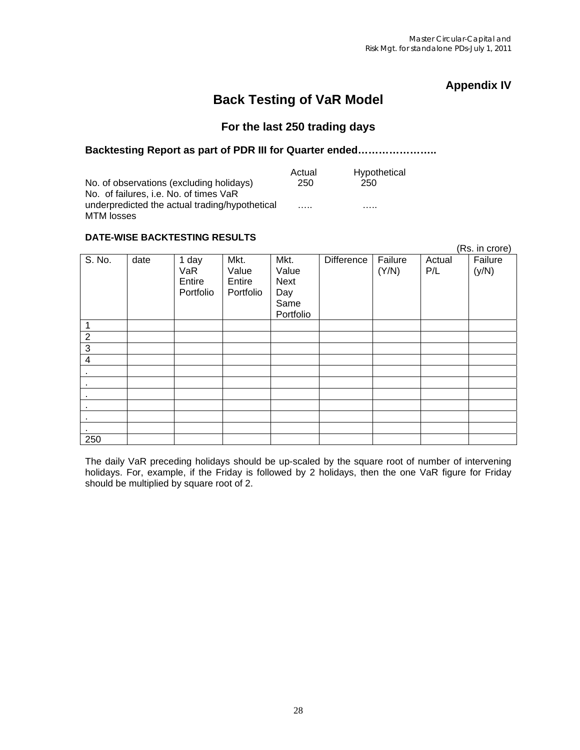## Appendix IV

# Back Testing of VaR Model

### For the last 250 trading days

**Backtesting Report as part of PDR III for Quarter ended…………………..**

| | Actual | Hypothetical |
|---|---|---|
| No. of observations (excluding holidays) | 250 | 250 |
| No. of failures, i.e. No. of times VaR underpredicted the actual trading/hypothetical MTM losses | ….. | ….. |

**DATE-WISE BACKTESTING RESULTS**

(Rs. in crore)

| S. No. | date | 1 day VaR Entire Portfolio | Mkt. Value Entire Portfolio | Mkt. Value Next Day Same Portfolio | Difference | Failure (Y/N) | Actual P/L | Failure (y/N) |
|---|---|---|---|---|---|---|---|---|
| 1 | | | | | | | | |
| 2 | | | | | | | | |
| 3 | | | | | | | | |
| 4 | | | | | | | | |
| . | | | | | | | | |
| . | | | | | | | | |
| . | | | | | | | | |
| . | | | | | | | | |
| . | | | | | | | | |
| . | | | | | | | | |
| 250 | | | | | | | | |

The daily VaR preceding holidays should be up-scaled by the square root of number of intervening holidays. For, example, if the Friday is followed by 2 holidays, then the one VaR figure for Friday should be multiplied by square root of 2.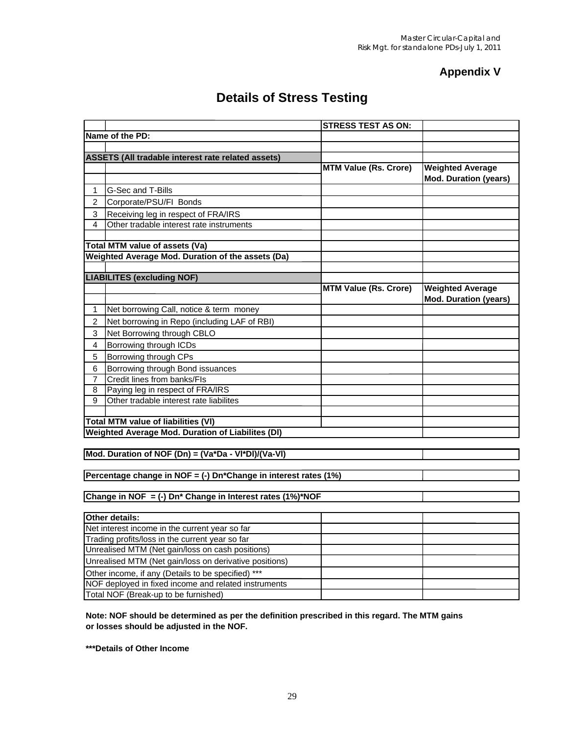## Appendix V

# Details of Stress Testing

| | | STRESS TEST AS ON: | |
|---|---|---|---|
| **Name of the PD:** | | | |
| | | | |
| **ASSETS (All tradable interest rate related assets)** | | | |
| | | **MTM Value (Rs. Crore)** | **Weighted Average Mod. Duration (years)** |
| 1 | G-Sec and T-Bills | | |
| 2 | Corporate/PSU/FI Bonds | | |
| 3 | Receiving leg in respect of FRA/IRS | | |
| 4 | Other tradable interest rate instruments | | |
| | | | |
| **Total MTM value of assets (Va)** | | | |
| **Weighted Average Mod. Duration of the assets (Da)** | | | |
| | | | |
| **LIABILITES (excluding NOF)** | | | |
| | | **MTM Value (Rs. Crore)** | **Weighted Average Mod. Duration (years)** |
| 1 | Net borrowing Call, notice & term money | | |
| 2 | Net borrowing in Repo (including LAF of RBI) | | |
| 3 | Net Borrowing through CBLO | | |
| 4 | Borrowing through ICDs | | |
| 5 | Borrowing through CPs | | |
| 6 | Borrowing through Bond issuances | | |
| 7 | Credit lines from banks/FIs | | |
| 8 | Paying leg in respect of FRA/IRS | | |
| 9 | Other tradable interest rate liabilites | | |
| | | | |
| **Total MTM value of liabilities (Vl)** | | | |
| **Weighted Average Mod. Duration of Liabilites (Dl)** | | | |

| | |
|---|---|
| **Mod. Duration of NOF (Dn) = (Va*Da - Vl*Dl)/(Va-Vl)** | |
| **Percentage change in NOF = (-) Dn*Change in interest rates (1%)** | |
| **Change in NOF = (-) Dn* Change in Interest rates (1%)*NOF** | |

| **Other details:** | | |
|---|---|---|
| Net interest income in the current year so far | | |
| Trading profits/loss in the current year so far | | |
| Unrealised MTM (Net gain/loss on cash positions) | | |
| Unrealised MTM (Net gain/loss on derivative positions) | | |
| Other income, if any (Details to be specified) *** | | |
| NOF deployed in fixed income and related instruments | | |
| Total NOF (Break-up to be furnished) | | |

**Note: NOF should be determined as per the definition prescribed in this regard. The MTM gains or losses should be adjusted in the NOF.**

*****Details of Other Income**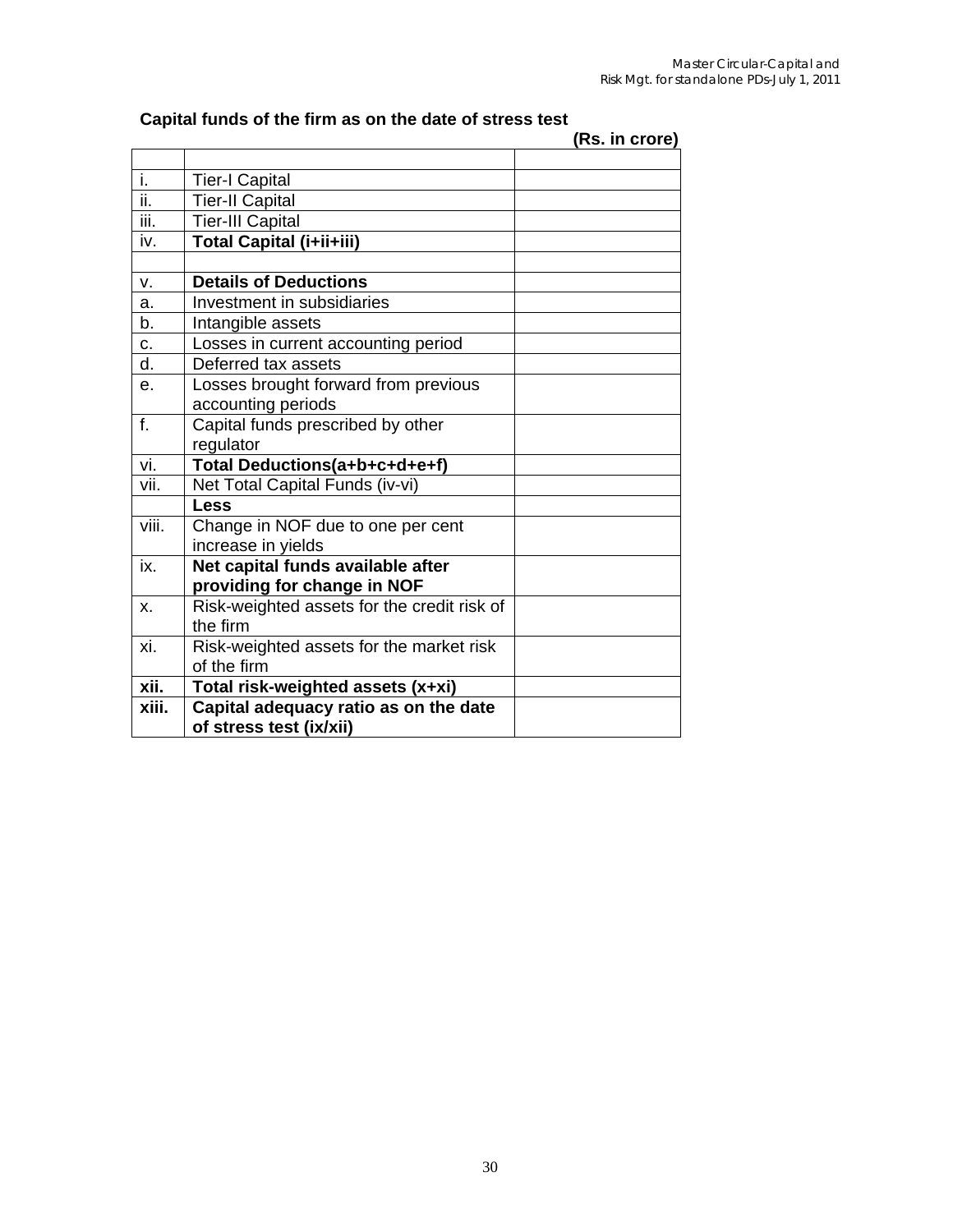**Capital funds of the firm as on the date of stress test**

**(Rs. in crore)**

| | | |
|---|---|---|
| | | |
| i. | Tier-I Capital | |
| ii. | Tier-II Capital | |
| iii. | Tier-III Capital | |
| iv. | **Total Capital (i+ii+iii)** | |
| | | |
| v. | **Details of Deductions** | |
| a. | Investment in subsidiaries | |
| b. | Intangible assets | |
| c. | Losses in current accounting period | |
| d. | Deferred tax assets | |
| e. | Losses brought forward from previous accounting periods | |
| f. | Capital funds prescribed by other regulator | |
| vi. | **Total Deductions(a+b+c+d+e+f)** | |
| vii. | Net Total Capital Funds (iv-vi) | |
| | **Less** | |
| viii. | Change in NOF due to one per cent increase in yields | |
| ix. | **Net capital funds available after providing for change in NOF** | |
| x. | Risk-weighted assets for the credit risk of the firm | |
| xi. | Risk-weighted assets for the market risk of the firm | |
| **xii.** | **Total risk-weighted assets (x+xi)** | |
| **xiii.** | **Capital adequacy ratio as on the date of stress test (ix/xii)** | |